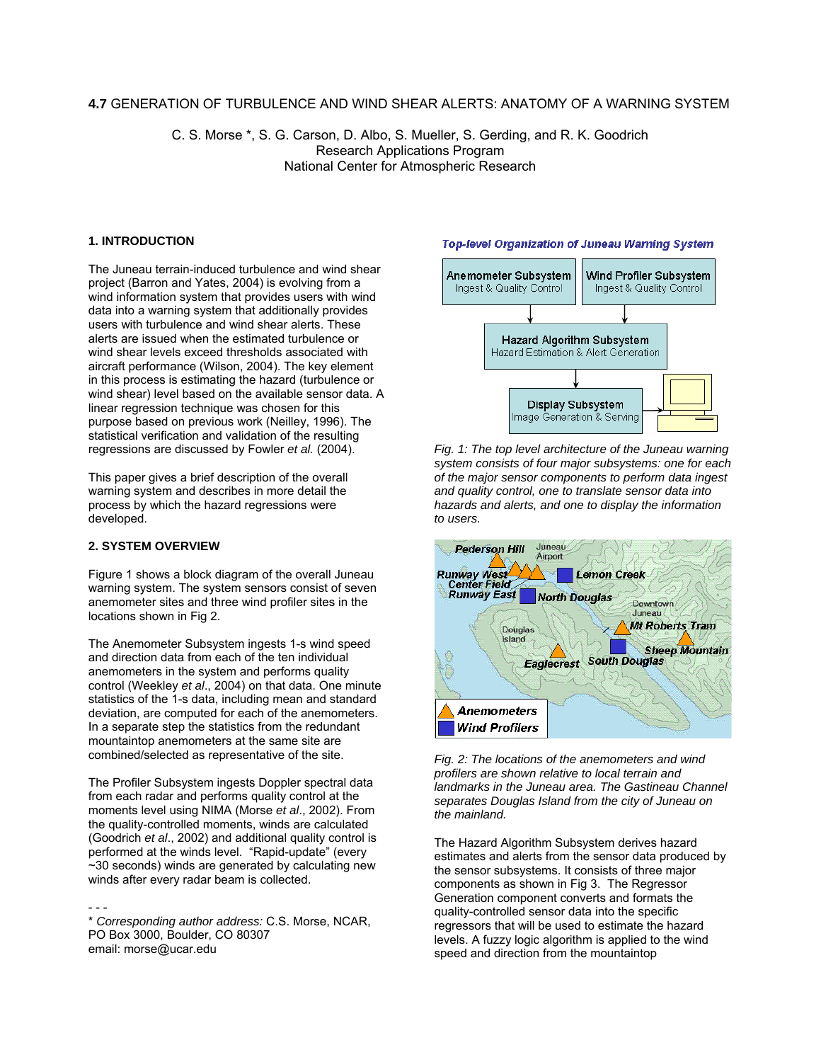# 4.7 GENERATION OF TURBULENCE AND WIND SHEAR ALERTS: ANATOMY OF A WARNING SYSTEM

C. S. Morse *, S. G. Carson, D. Albo, S. Mueller, S. Gerding, and R. K. Goodrich
Research Applications Program
National Center for Atmospheric Research

## 1. INTRODUCTION

The Juneau terrain-induced turbulence and wind shear project (Barron and Yates, 2004) is evolving from a wind information system that provides users with wind data into a warning system that additionally provides users with turbulence and wind shear alerts. These alerts are issued when the estimated turbulence or wind shear levels exceed thresholds associated with aircraft performance (Wilson, 2004). The key element in this process is estimating the hazard (turbulence or wind shear) level based on the available sensor data. A linear regression technique was chosen for this purpose based on previous work (Neilley, 1996). The statistical verification and validation of the resulting regressions are discussed by Fowler *et al.* (2004).

This paper gives a brief description of the overall warning system and describes in more detail the process by which the hazard regressions were developed.

## 2. SYSTEM OVERVIEW

Figure 1 shows a block diagram of the overall Juneau warning system. The system sensors consist of seven anemometer sites and three wind profiler sites in the locations shown in Fig 2.

The Anemometer Subsystem ingests 1-s wind speed and direction data from each of the ten individual anemometers in the system and performs quality control (Weekley *et al*., 2004) on that data. One minute statistics of the 1-s data, including mean and standard deviation, are computed for each of the anemometers. In a separate step the statistics from the redundant mountaintop anemometers at the same site are combined/selected as representative of the site.

The Profiler Subsystem ingests Doppler spectral data from each radar and performs quality control at the moments level using NIMA (Morse *et al*., 2002). From the quality-controlled moments, winds are calculated (Goodrich *et al*., 2002) and additional quality control is performed at the winds level. "Rapid-update" (every ~30 seconds) winds are generated by calculating new winds after every radar beam is collected.

*Top-level Organization of Juneau Warning System*

Anemometer Subsystem — Ingest & Quality Control
Wind Profiler Subsystem — Ingest & Quality Control
Hazard Algorithm Subsystem — Hazard Estimation & Alert Generation
Display Subsystem — Image Generation & Serving

*Fig. 1: The top level architecture of the Juneau warning system consists of four major subsystems: one for each of the major sensor components to perform data ingest and quality control, one to translate sensor data into hazards and alerts, and one to display the information to users.*

Pederson Hill, Juneau Airport, Runway West, Center Field, Runway East, Lemon Creek, North Douglas, Downtown Juneau, Douglas Island, Mt Roberts Tram, Sheep Mountain, Eaglecrest, South Douglas

Anemometers
Wind Profilers

*Fig. 2: The locations of the anemometers and wind profilers are shown relative to local terrain and landmarks in the Juneau area. The Gastineau Channel separates Douglas Island from the city of Juneau on the mainland.*

The Hazard Algorithm Subsystem derives hazard estimates and alerts from the sensor data produced by the sensor subsystems. It consists of three major components as shown in Fig 3. The Regressor Generation component converts and formats the quality-controlled sensor data into the specific regressors that will be used to estimate the hazard levels. A fuzzy logic algorithm is applied to the wind speed and direction from the mountaintop

---

\* *Corresponding author address:* C.S. Morse, NCAR, PO Box 3000, Boulder, CO 80307
email: morse@ucar.edu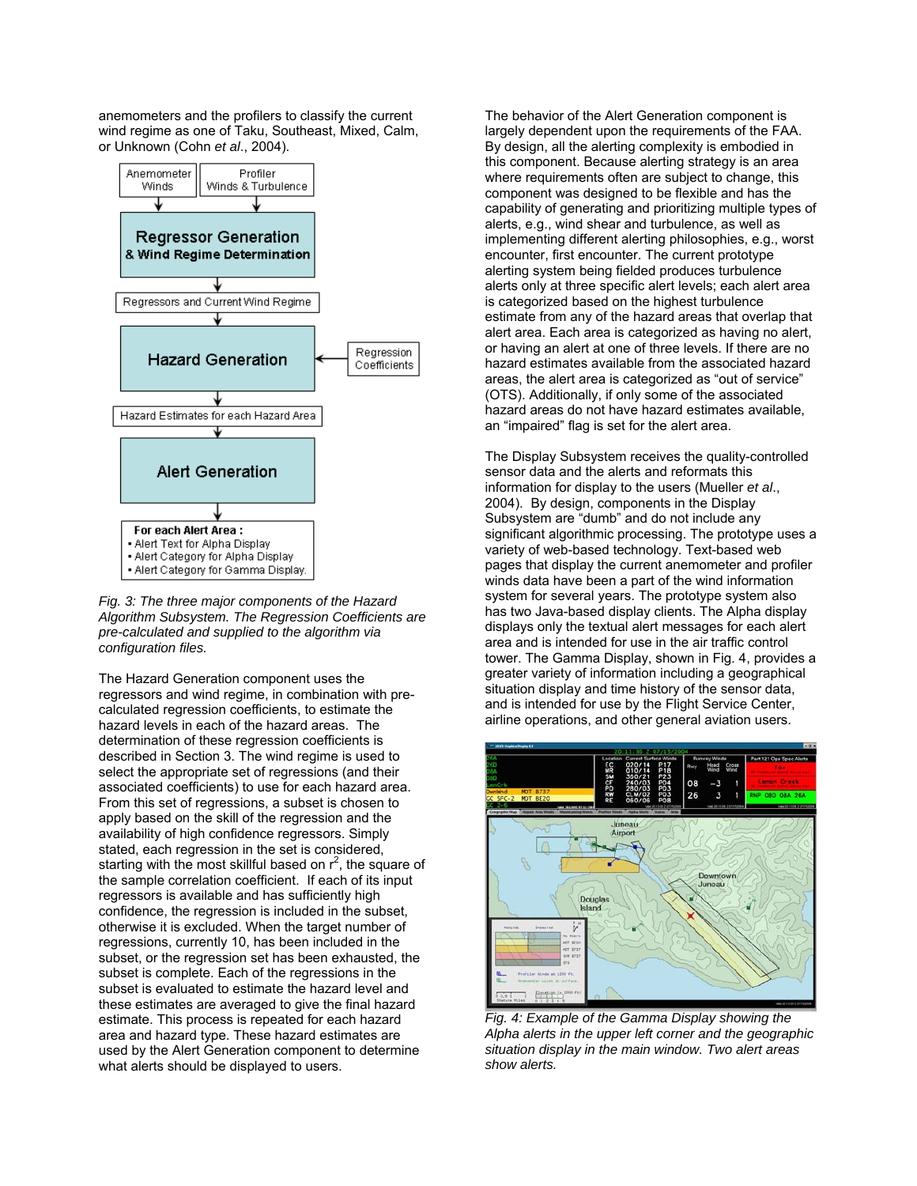anemometers and the profilers to classify the current wind regime as one of Taku, Southeast, Mixed, Calm, or Unknown (Cohn *et al*., 2004).

*Fig. 3: The three major components of the Hazard Algorithm Subsystem. The Regression Coefficients are pre-calculated and supplied to the algorithm via configuration files.*

The Hazard Generation component uses the regressors and wind regime, in combination with pre-calculated regression coefficients, to estimate the hazard levels in each of the hazard areas. The determination of these regression coefficients is described in Section 3. The wind regime is used to select the appropriate set of regressions (and their associated coefficients) to use for each hazard area. From this set of regressions, a subset is chosen to apply based on the skill of the regression and the availability of high confidence regressors. Simply stated, each regression in the set is considered, starting with the most skillful based on $r^2$, the square of the sample correlation coefficient. If each of its input regressors is available and has sufficiently high confidence, the regression is included in the subset, otherwise it is excluded. When the target number of regressions, currently 10, has been included in the subset, or the regression set has been exhausted, the subset is complete. Each of the regressions in the subset is evaluated to estimate the hazard level and these estimates are averaged to give the final hazard estimate. This process is repeated for each hazard area and hazard type. These hazard estimates are used by the Alert Generation component to determine what alerts should be displayed to users.

The behavior of the Alert Generation component is largely dependent upon the requirements of the FAA. By design, all the alerting complexity is embodied in this component. Because alerting strategy is an area where requirements often are subject to change, this component was designed to be flexible and has the capability of generating and prioritizing multiple types of alerts, e.g., wind shear and turbulence, as well as implementing different alerting philosophies, e.g., worst encounter, first encounter. The current prototype alerting system being fielded produces turbulence alerts only at three specific alert levels; each alert area is categorized based on the highest turbulence estimate that results from any of the hazard areas that overlap that alert area. Each area is categorized as having no alert, or having an alert at one of three levels. If there are no hazard estimates available from the associated hazard areas, the alert area is categorized as "out of service" (OTS). Additionally, if only some of the associated hazard areas do not have hazard estimates available, an "impaired" flag is set for the alert area.

The Display Subsystem receives the quality-controlled sensor data and the alerts and reformats this information for display to the users (Mueller *et al*., 2004). By design, components in the Display Subsystem are "dumb" and do not include any significant algorithmic processing. The prototype uses a variety of web-based technology. Text-based web pages that display the current anemometer and profiler winds data have been a part of the wind information system for several years. The prototype system also has two Java-based display clients. The Alpha display displays only the textual alert messages for each alert area and is intended for use in the air traffic control tower. The Gamma Display, shown in Fig. 4, provides a greater variety of information including a geographical situation display and time history of the sensor data, and is intended for use by the Flight Service Center, airline operations, and other general aviation users.

*Fig. 4: Example of the Gamma Display showing the Alpha alerts in the upper left corner and the geographic situation display in the main window. Two alert areas show alerts.*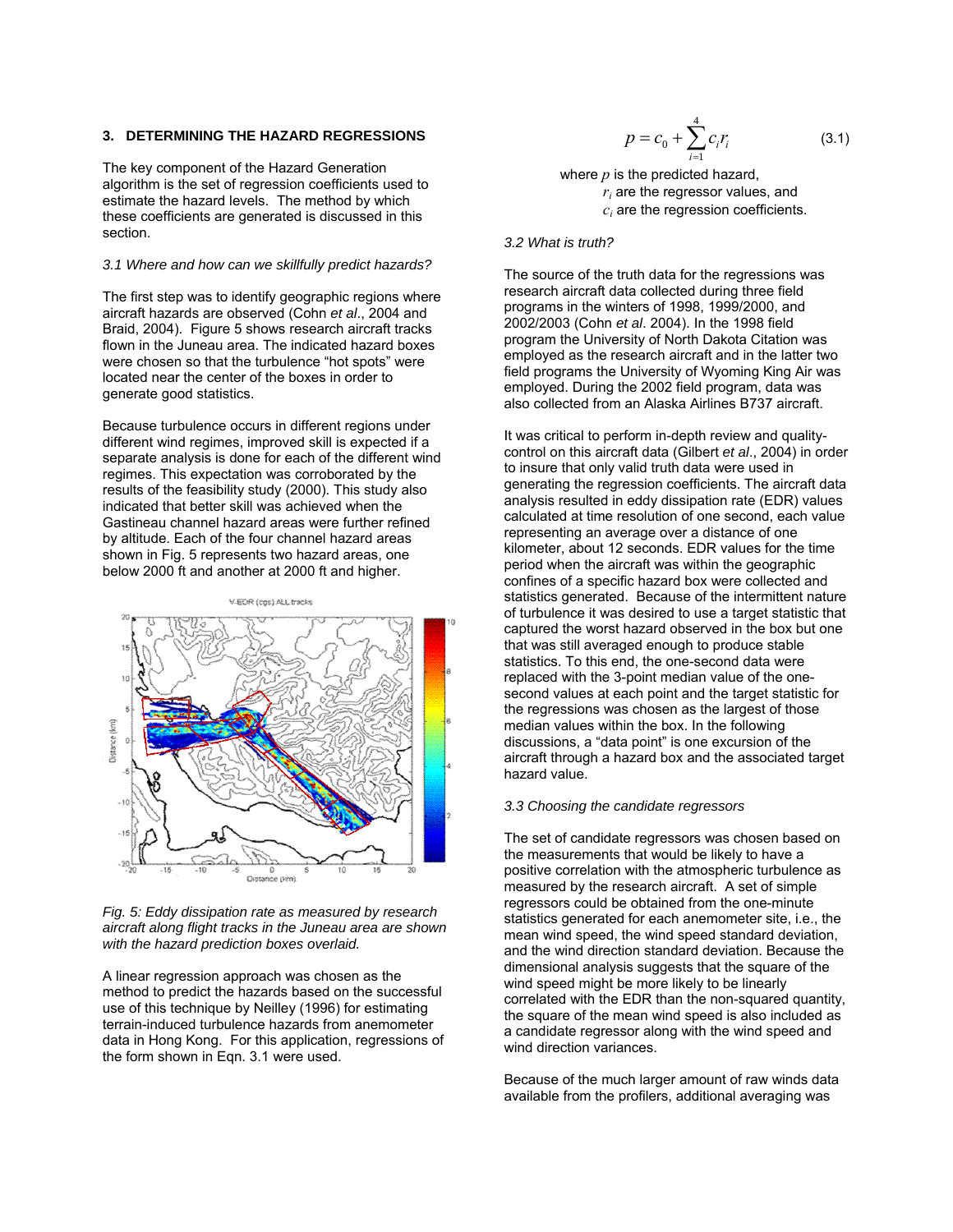## 3. DETERMINING THE HAZARD REGRESSIONS

The key component of the Hazard Generation algorithm is the set of regression coefficients used to estimate the hazard levels. The method by which these coefficients are generated is discussed in this section.

### *3.1 Where and how can we skillfully predict hazards?*

The first step was to identify geographic regions where aircraft hazards are observed (Cohn *et al*., 2004 and Braid, 2004). Figure 5 shows research aircraft tracks flown in the Juneau area. The indicated hazard boxes were chosen so that the turbulence "hot spots" were located near the center of the boxes in order to generate good statistics.

Because turbulence occurs in different regions under different wind regimes, improved skill is expected if a separate analysis is done for each of the different wind regimes. This expectation was corroborated by the results of the feasibility study (2000). This study also indicated that better skill was achieved when the Gastineau channel hazard areas were further refined by altitude. Each of the four channel hazard areas shown in Fig. 5 represents two hazard areas, one below 2000 ft and another at 2000 ft and higher.

*Fig. 5: Eddy dissipation rate as measured by research aircraft along flight tracks in the Juneau area are shown with the hazard prediction boxes overlaid.*

A linear regression approach was chosen as the method to predict the hazards based on the successful use of this technique by Neilley (1996) for estimating terrain-induced turbulence hazards from anemometer data in Hong Kong. For this application, regressions of the form shown in Eqn. 3.1 were used.

$$p = c_0 + \sum_{i=1}^{4} c_i r_i \qquad (3.1)$$

where $p$ is the predicted hazard,
$r_i$ are the regressor values, and
$c_i$ are the regression coefficients.

### *3.2 What is truth?*

The source of the truth data for the regressions was research aircraft data collected during three field programs in the winters of 1998, 1999/2000, and 2002/2003 (Cohn *et al*. 2004). In the 1998 field program the University of North Dakota Citation was employed as the research aircraft and in the latter two field programs the University of Wyoming King Air was employed. During the 2002 field program, data was also collected from an Alaska Airlines B737 aircraft.

It was critical to perform in-depth review and quality-control on this aircraft data (Gilbert *et al*., 2004) in order to insure that only valid truth data were used in generating the regression coefficients. The aircraft data analysis resulted in eddy dissipation rate (EDR) values calculated at time resolution of one second, each value representing an average over a distance of one kilometer, about 12 seconds. EDR values for the time period when the aircraft was within the geographic confines of a specific hazard box were collected and statistics generated. Because of the intermittent nature of turbulence it was desired to use a target statistic that captured the worst hazard observed in the box but one that was still averaged enough to produce stable statistics. To this end, the one-second data were replaced with the 3-point median value of the one-second values at each point and the target statistic for the regressions was chosen as the largest of those median values within the box. In the following discussions, a "data point" is one excursion of the aircraft through a hazard box and the associated target hazard value.

### *3.3 Choosing the candidate regressors*

The set of candidate regressors was chosen based on the measurements that would be likely to have a positive correlation with the atmospheric turbulence as measured by the research aircraft. A set of simple regressors could be obtained from the one-minute statistics generated for each anemometer site, i.e., the mean wind speed, the wind speed standard deviation, and the wind direction standard deviation. Because the dimensional analysis suggests that the square of the wind speed might be more likely to be linearly correlated with the EDR than the non-squared quantity, the square of the mean wind speed is also included as a candidate regressor along with the wind speed and wind direction variances.

Because of the much larger amount of raw winds data available from the profilers, additional averaging was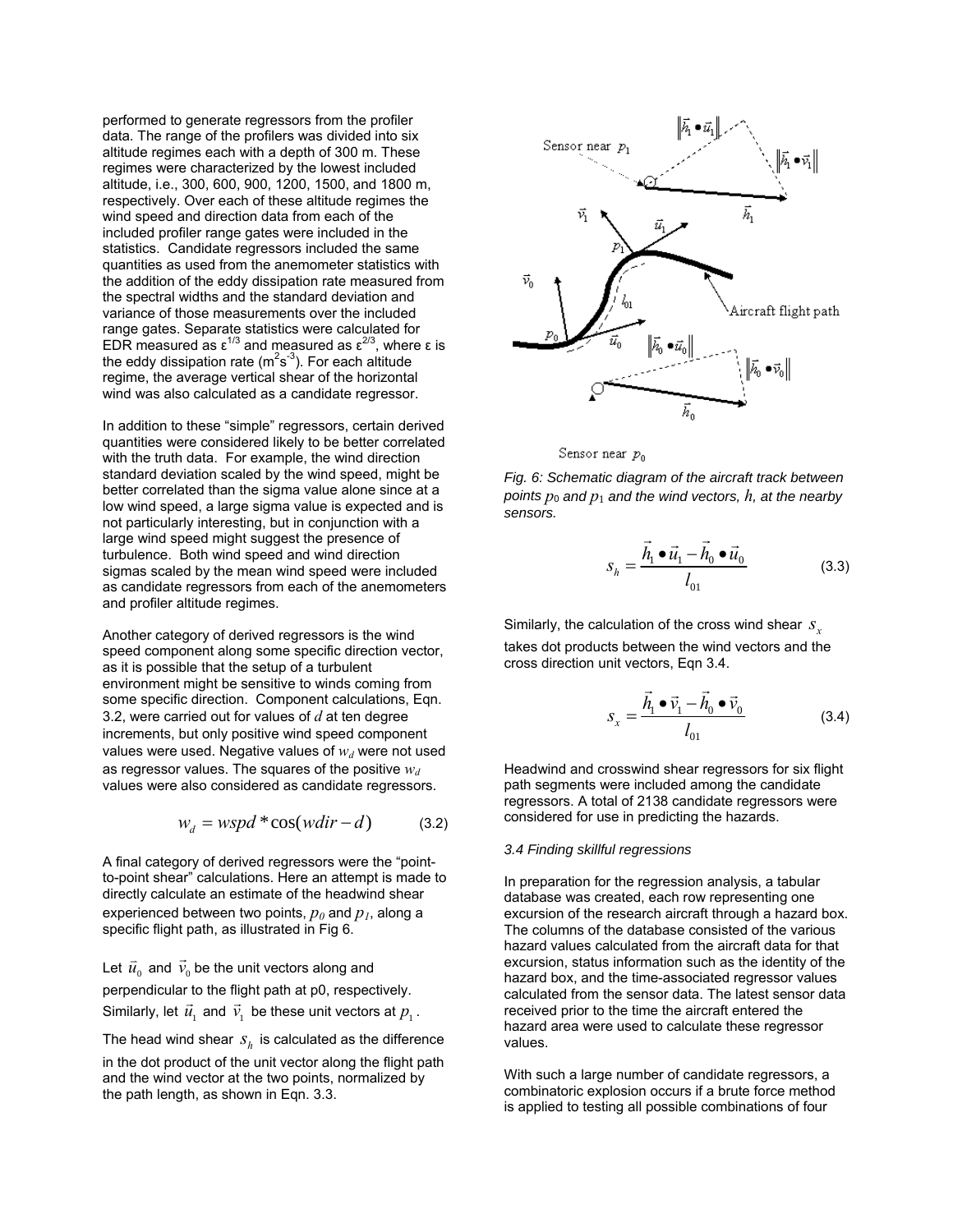performed to generate regressors from the profiler data. The range of the profilers was divided into six altitude regimes each with a depth of 300 m. These regimes were characterized by the lowest included altitude, i.e., 300, 600, 900, 1200, 1500, and 1800 m, respectively. Over each of these altitude regimes the wind speed and direction data from each of the included profiler range gates were included in the statistics. Candidate regressors included the same quantities as used from the anemometer statistics with the addition of the eddy dissipation rate measured from the spectral widths and the standard deviation and variance of those measurements over the included range gates. Separate statistics were calculated for EDR measured as $\varepsilon^{1/3}$ and measured as $\varepsilon^{2/3}$, where ε is the eddy dissipation rate ($m^2s^{-3}$). For each altitude regime, the average vertical shear of the horizontal wind was also calculated as a candidate regressor.

In addition to these "simple" regressors, certain derived quantities were considered likely to be better correlated with the truth data. For example, the wind direction standard deviation scaled by the wind speed, might be better correlated than the sigma value alone since at a low wind speed, a large sigma value is expected and is not particularly interesting, but in conjunction with a large wind speed might suggest the presence of turbulence. Both wind speed and wind direction sigmas scaled by the mean wind speed were included as candidate regressors from each of the anemometers and profiler altitude regimes.

Another category of derived regressors is the wind speed component along some specific direction vector, as it is possible that the setup of a turbulent environment might be sensitive to winds coming from some specific direction. Component calculations, Eqn. 3.2, were carried out for values of $d$ at ten degree increments, but only positive wind speed component values were used. Negative values of $w_d$ were not used as regressor values. The squares of the positive $w_d$ values were also considered as candidate regressors.

$$w_d = wspd * \cos(wdir - d) \qquad (3.2)$$

A final category of derived regressors were the "point-to-point shear" calculations. Here an attempt is made to directly calculate an estimate of the headwind shear experienced between two points, $p_0$ and $p_1$, along a specific flight path, as illustrated in Fig 6.

Let $\vec{u}_0$ and $\vec{v}_0$ be the unit vectors along and perpendicular to the flight path at p0, respectively. Similarly, let $\vec{u}_1$ and $\vec{v}_1$ be these unit vectors at $p_1$. The head wind shear $s_h$ is calculated as the difference in the dot product of the unit vector along the flight path and the wind vector at the two points, normalized by the path length, as shown in Eqn. 3.3.

*Fig. 6: Schematic diagram of the aircraft track between points $p_0$ and $p_1$ and the wind vectors, $h$, at the nearby sensors.*

$$s_h = \frac{\vec{h}_1 \bullet \vec{u}_1 - \vec{h}_0 \bullet \vec{u}_0}{l_{01}} \qquad (3.3)$$

Similarly, the calculation of the cross wind shear $s_x$ takes dot products between the wind vectors and the cross direction unit vectors, Eqn 3.4.

$$s_x = \frac{\vec{h}_1 \bullet \vec{v}_1 - \vec{h}_0 \bullet \vec{v}_0}{l_{01}} \qquad (3.4)$$

Headwind and crosswind shear regressors for six flight path segments were included among the candidate regressors. A total of 2138 candidate regressors were considered for use in predicting the hazards.

### *3.4 Finding skillful regressions*

In preparation for the regression analysis, a tabular database was created, each row representing one excursion of the research aircraft through a hazard box. The columns of the database consisted of the various hazard values calculated from the aircraft data for that excursion, status information such as the identity of the hazard box, and the time-associated regressor values calculated from the sensor data. The latest sensor data received prior to the time the aircraft entered the hazard area were used to calculate these regressor values.

With such a large number of candidate regressors, a combinatoric explosion occurs if a brute force method is applied to testing all possible combinations of four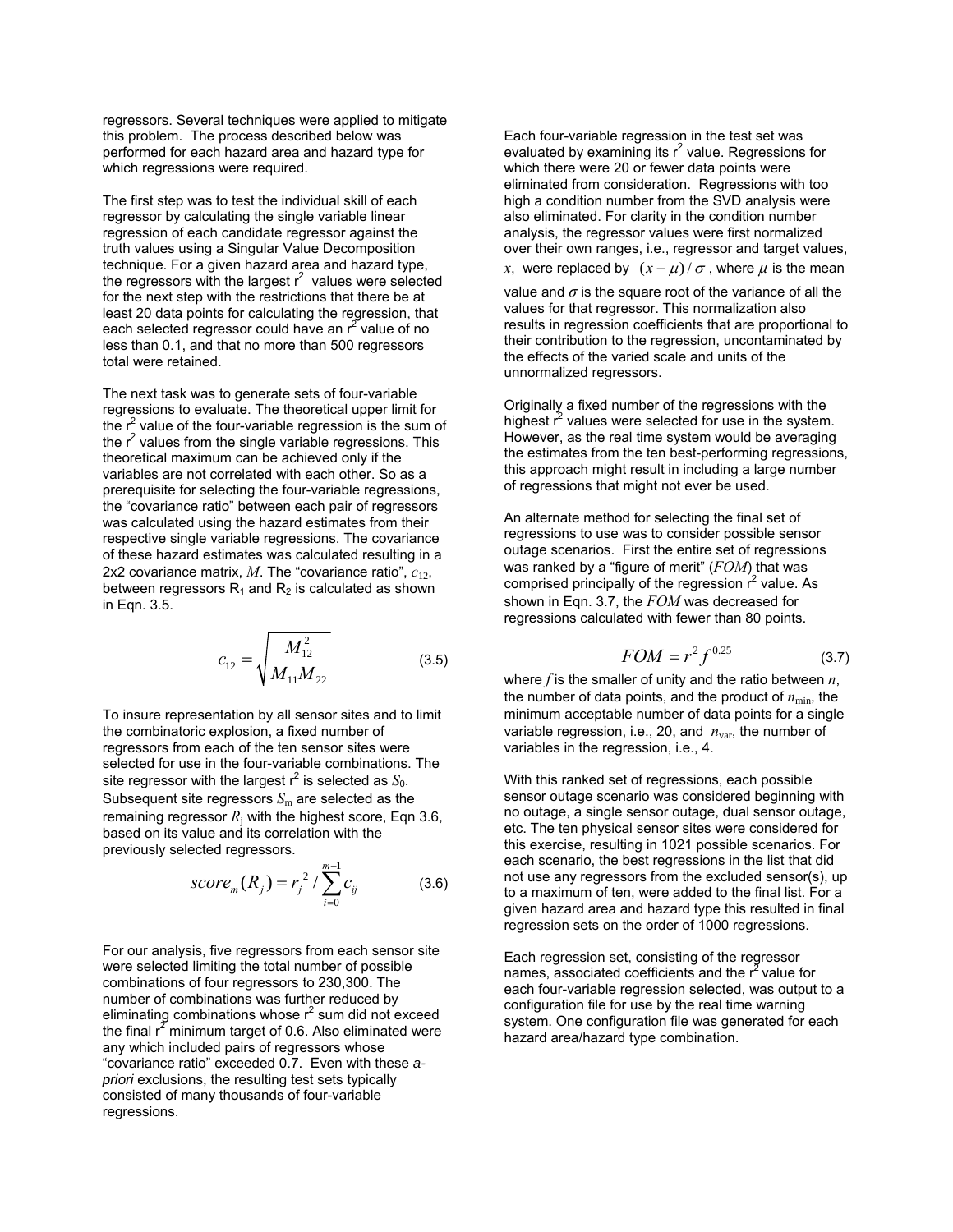regressors. Several techniques were applied to mitigate this problem. The process described below was performed for each hazard area and hazard type for which regressions were required.

The first step was to test the individual skill of each regressor by calculating the single variable linear regression of each candidate regressor against the truth values using a Singular Value Decomposition technique. For a given hazard area and hazard type, the regressors with the largest $r^2$ values were selected for the next step with the restrictions that there be at least 20 data points for calculating the regression, that each selected regressor could have an $r^2$ value of no less than 0.1, and that no more than 500 regressors total were retained.

The next task was to generate sets of four-variable regressions to evaluate. The theoretical upper limit for the $r^2$ value of the four-variable regression is the sum of the $r^2$ values from the single variable regressions. This theoretical maximum can be achieved only if the variables are not correlated with each other. So as a prerequisite for selecting the four-variable regressions, the "covariance ratio" between each pair of regressors was calculated using the hazard estimates from their respective single variable regressions. The covariance of these hazard estimates was calculated resulting in a 2x2 covariance matrix, $M$. The "covariance ratio", $c_{12}$, between regressors $R_1$ and $R_2$ is calculated as shown in Eqn. 3.5.

$$c_{12} = \sqrt{\frac{M_{12}^2}{M_{11} M_{22}}} \tag{3.5}$$

To insure representation by all sensor sites and to limit the combinatoric explosion, a fixed number of regressors from each of the ten sensor sites were selected for use in the four-variable combinations. The site regressor with the largest $r^2$ is selected as $S_0$. Subsequent site regressors $S_m$ are selected as the remaining regressor $R_j$ with the highest score, Eqn 3.6, based on its value and its correlation with the previously selected regressors.

$$score_m(R_j) = r_j^{\,2} / \sum_{i=0}^{m-1} c_{ij} \tag{3.6}$$

For our analysis, five regressors from each sensor site were selected limiting the total number of possible combinations of four regressors to 230,300. The number of combinations was further reduced by eliminating combinations whose $r^2$ sum did not exceed the final $r^2$ minimum target of 0.6. Also eliminated were any which included pairs of regressors whose "covariance ratio" exceeded 0.7. Even with these *a-priori* exclusions, the resulting test sets typically consisted of many thousands of four-variable regressions.

Each four-variable regression in the test set was evaluated by examining its $r^2$ value. Regressions for which there were 20 or fewer data points were eliminated from consideration. Regressions with too high a condition number from the SVD analysis were also eliminated. For clarity in the condition number analysis, the regressor values were first normalized over their own ranges, i.e., regressor and target values, $x$, were replaced by $(x-\mu)/\sigma$, where $\mu$ is the mean value and $\sigma$ is the square root of the variance of all the values for that regressor. This normalization also results in regression coefficients that are proportional to their contribution to the regression, uncontaminated by the effects of the varied scale and units of the unnormalized regressors.

Originally a fixed number of the regressions with the highest $r^2$ values were selected for use in the system. However, as the real time system would be averaging the estimates from the ten best-performing regressions, this approach might result in including a large number of regressions that might not ever be used.

An alternate method for selecting the final set of regressions to use was to consider possible sensor outage scenarios. First the entire set of regressions was ranked by a "figure of merit" ($FOM$) that was comprised principally of the regression $r^2$ value. As shown in Eqn. 3.7, the $FOM$ was decreased for regressions calculated with fewer than 80 points.

$$FOM = r^2 f^{0.25} \tag{3.7}$$

where $f$ is the smaller of unity and the ratio between $n$, the number of data points, and the product of $n_{\min}$, the minimum acceptable number of data points for a single variable regression, i.e., 20, and $n_{\text{var}}$, the number of variables in the regression, i.e., 4.

With this ranked set of regressions, each possible sensor outage scenario was considered beginning with no outage, a single sensor outage, dual sensor outage, etc. The ten physical sensor sites were considered for this exercise, resulting in 1021 possible scenarios. For each scenario, the best regressions in the list that did not use any regressors from the excluded sensor(s), up to a maximum of ten, were added to the final list. For a given hazard area and hazard type this resulted in final regression sets on the order of 1000 regressions.

Each regression set, consisting of the regressor names, associated coefficients and the $r^2$ value for each four-variable regression selected, was output to a configuration file for use by the real time warning system. One configuration file was generated for each hazard area/hazard type combination.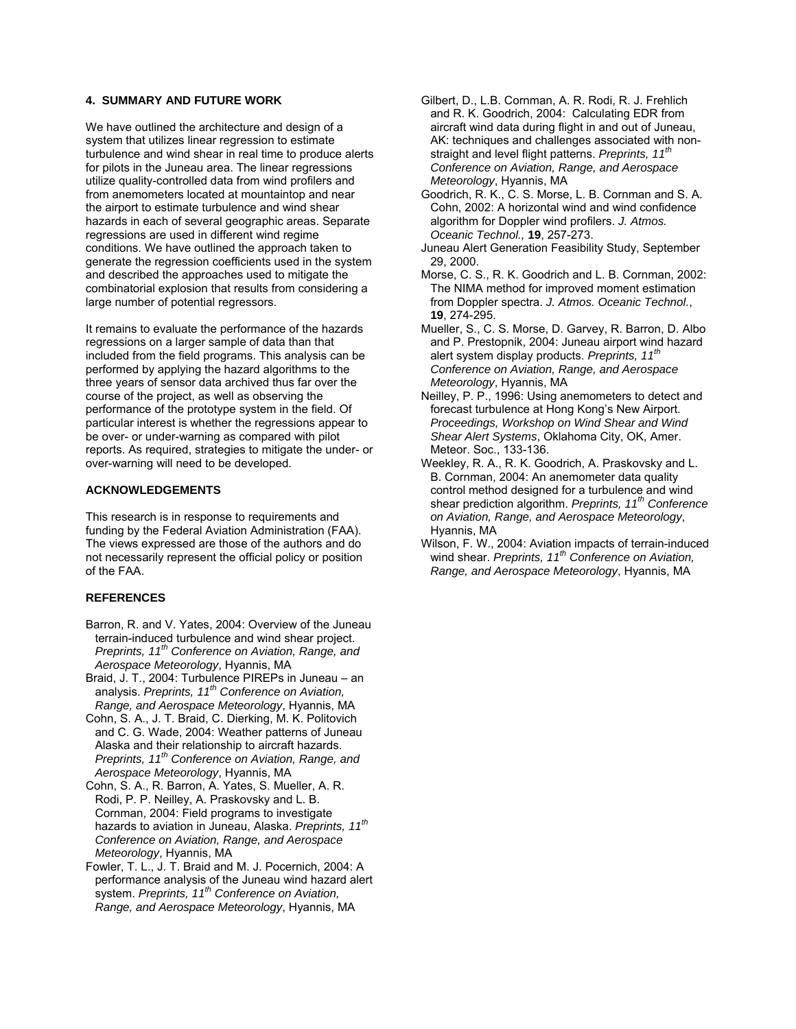## 4. SUMMARY AND FUTURE WORK

We have outlined the architecture and design of a system that utilizes linear regression to estimate turbulence and wind shear in real time to produce alerts for pilots in the Juneau area. The linear regressions utilize quality-controlled data from wind profilers and from anemometers located at mountaintop and near the airport to estimate turbulence and wind shear hazards in each of several geographic areas. Separate regressions are used in different wind regime conditions. We have outlined the approach taken to generate the regression coefficients used in the system and described the approaches used to mitigate the combinatorial explosion that results from considering a large number of potential regressors.

It remains to evaluate the performance of the hazards regressions on a larger sample of data than that included from the field programs. This analysis can be performed by applying the hazard algorithms to the three years of sensor data archived thus far over the course of the project, as well as observing the performance of the prototype system in the field. Of particular interest is whether the regressions appear to be over- or under-warning as compared with pilot reports. As required, strategies to mitigate the under- or over-warning will need to be developed.

## ACKNOWLEDGEMENTS

This research is in response to requirements and funding by the Federal Aviation Administration (FAA). The views expressed are those of the authors and do not necessarily represent the official policy or position of the FAA.

## REFERENCES

Barron, R. and V. Yates, 2004: Overview of the Juneau terrain-induced turbulence and wind shear project. *Preprints, 11th Conference on Aviation, Range, and Aerospace Meteorology*, Hyannis, MA

Braid, J. T., 2004: Turbulence PIREPs in Juneau – an analysis. *Preprints, 11th Conference on Aviation, Range, and Aerospace Meteorology*, Hyannis, MA

Cohn, S. A., J. T. Braid, C. Dierking, M. K. Politovich and C. G. Wade, 2004: Weather patterns of Juneau Alaska and their relationship to aircraft hazards. *Preprints, 11th Conference on Aviation, Range, and Aerospace Meteorology*, Hyannis, MA

Cohn, S. A., R. Barron, A. Yates, S. Mueller, A. R. Rodi, P. P. Neilley, A. Praskovsky and L. B. Cornman, 2004: Field programs to investigate hazards to aviation in Juneau, Alaska. *Preprints, 11th Conference on Aviation, Range, and Aerospace Meteorology*, Hyannis, MA

Fowler, T. L., J. T. Braid and M. J. Pocernich, 2004: A performance analysis of the Juneau wind hazard alert system. *Preprints, 11th Conference on Aviation, Range, and Aerospace Meteorology*, Hyannis, MA

Gilbert, D., L.B. Cornman, A. R. Rodi, R. J. Frehlich and R. K. Goodrich, 2004: Calculating EDR from aircraft wind data during flight in and out of Juneau, AK: techniques and challenges associated with non-straight and level flight patterns. *Preprints, 11th Conference on Aviation, Range, and Aerospace Meteorology*, Hyannis, MA

Goodrich, R. K., C. S. Morse, L. B. Cornman and S. A. Cohn, 2002: A horizontal wind and wind confidence algorithm for Doppler wind profilers. *J. Atmos. Oceanic Technol.,* **19**, 257-273.

Juneau Alert Generation Feasibility Study, September 29, 2000.

Morse, C. S., R. K. Goodrich and L. B. Cornman, 2002: The NIMA method for improved moment estimation from Doppler spectra. *J. Atmos. Oceanic Technol.*, **19**, 274-295.

Mueller, S., C. S. Morse, D. Garvey, R. Barron, D. Albo and P. Prestopnik, 2004: Juneau airport wind hazard alert system display products. *Preprints, 11th Conference on Aviation, Range, and Aerospace Meteorology*, Hyannis, MA

Neilley, P. P., 1996: Using anemometers to detect and forecast turbulence at Hong Kong's New Airport. *Proceedings, Workshop on Wind Shear and Wind Shear Alert Systems*, Oklahoma City, OK, Amer. Meteor. Soc., 133-136.

Weekley, R. A., R. K. Goodrich, A. Praskovsky and L. B. Cornman, 2004: An anemometer data quality control method designed for a turbulence and wind shear prediction algorithm. *Preprints, 11th Conference on Aviation, Range, and Aerospace Meteorology*, Hyannis, MA

Wilson, F. W., 2004: Aviation impacts of terrain-induced wind shear. *Preprints, 11th Conference on Aviation, Range, and Aerospace Meteorology*, Hyannis, MA